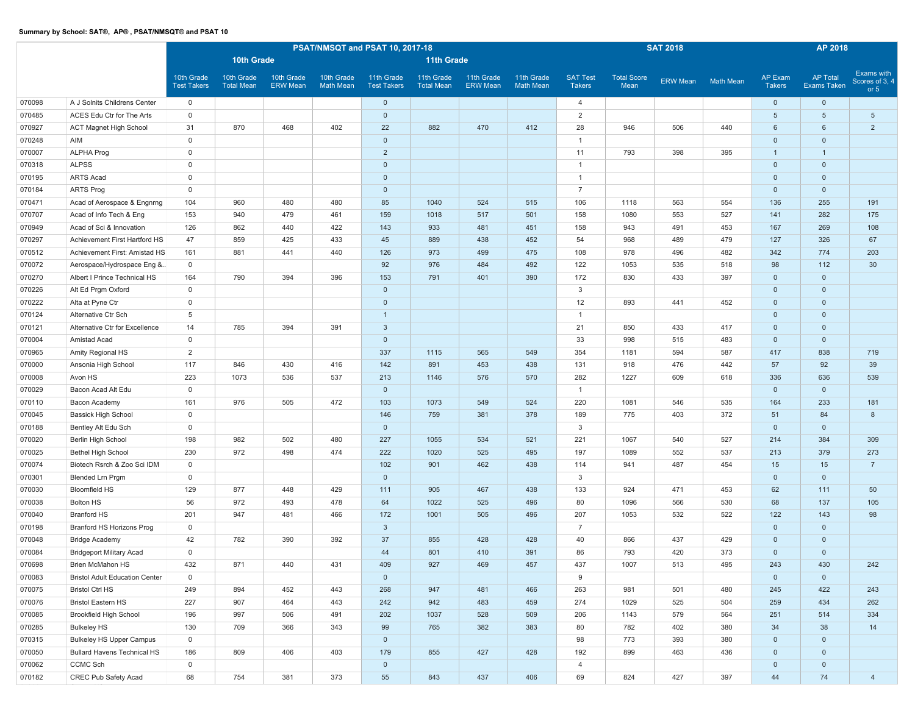**Summary by School: SAT®, AP®, PSAT/NMSQT® and PSAT 10**

| | | PSAT/NMSQT and PSAT 10, 2017-18 | | | | | | | | SAT 2018 | | | | AP 2018 | | |
|---|---|---|---|---|---|---|---|---|---|---|---|---|---|---|---|---|
| | | 10th Grade | | | | 11th Grade | | | | | | | | | | |
| | | 10th Grade Test Takers | 10th Grade Total Mean | 10th Grade ERW Mean | 10th Grade Math Mean | 11th Grade Test Takers | 11th Grade Total Mean | 11th Grade ERW Mean | 11th Grade Math Mean | SAT Test Takers | Total Score Mean | ERW Mean | Math Mean | AP Exam Takers | AP Total Exams Taken | Exams with Scores of 3, 4 or 5 |
| 070098 | A J Solnits Childrens Center | 0 | | | | 0 | | | | 4 | | | | 0 | 0 | |
| 070485 | ACES Edu Ctr for The Arts | 0 | | | | 0 | | | | 2 | | | | 5 | 5 | 5 |
| 070927 | ACT Magnet High School | 31 | 870 | 468 | 402 | 22 | 882 | 470 | 412 | 28 | 946 | 506 | 440 | 6 | 6 | 2 |
| 070248 | AIM | 0 | | | | 0 | | | | 1 | | | | 0 | 0 | |
| 070007 | ALPHA Prog | 0 | | | | 2 | | | | 11 | 793 | 398 | 395 | 1 | 1 | |
| 070318 | ALPSS | 0 | | | | 0 | | | | 1 | | | | 0 | 0 | |
| 070195 | ARTS Acad | 0 | | | | 0 | | | | 1 | | | | 0 | 0 | |
| 070184 | ARTS Prog | 0 | | | | 0 | | | | 7 | | | | 0 | 0 | |
| 070471 | Acad of Aerospace & Engnrng | 104 | 960 | 480 | 480 | 85 | 1040 | 524 | 515 | 106 | 1118 | 563 | 554 | 136 | 255 | 191 |
| 070707 | Acad of Info Tech & Eng | 153 | 940 | 479 | 461 | 159 | 1018 | 517 | 501 | 158 | 1080 | 553 | 527 | 141 | 282 | 175 |
| 070949 | Acad of Sci & Innovation | 126 | 862 | 440 | 422 | 143 | 933 | 481 | 451 | 158 | 943 | 491 | 453 | 167 | 269 | 108 |
| 070297 | Achievement First Hartford HS | 47 | 859 | 425 | 433 | 45 | 889 | 438 | 452 | 54 | 968 | 489 | 479 | 127 | 326 | 67 |
| 070512 | Achievement First: Amistad HS | 161 | 881 | 441 | 440 | 126 | 973 | 499 | 475 | 108 | 978 | 496 | 482 | 342 | 774 | 203 |
| 070072 | Aerospace/Hydrospace Eng &.. | 0 | | | | 92 | 976 | 484 | 492 | 122 | 1053 | 535 | 518 | 98 | 112 | 30 |
| 070270 | Albert I Prince Technical HS | 164 | 790 | 394 | 396 | 153 | 791 | 401 | 390 | 172 | 830 | 433 | 397 | 0 | 0 | |
| 070226 | Alt Ed Prgm Oxford | 0 | | | | 0 | | | | 3 | | | | 0 | 0 | |
| 070222 | Alta at Pyne Ctr | 0 | | | | 0 | | | | 12 | 893 | 441 | 452 | 0 | 0 | |
| 070124 | Alternative Ctr Sch | 5 | | | | 1 | | | | 1 | | | | 0 | 0 | |
| 070121 | Alternative Ctr for Excellence | 14 | 785 | 394 | 391 | 3 | | | | 21 | 850 | 433 | 417 | 0 | 0 | |
| 070004 | Amistad Acad | 0 | | | | 0 | | | | 33 | 998 | 515 | 483 | 0 | 0 | |
| 070965 | Amity Regional HS | 2 | | | | 337 | 1115 | 565 | 549 | 354 | 1181 | 594 | 587 | 417 | 838 | 719 |
| 070000 | Ansonia High School | 117 | 846 | 430 | 416 | 142 | 891 | 453 | 438 | 131 | 918 | 476 | 442 | 57 | 92 | 39 |
| 070008 | Avon HS | 223 | 1073 | 536 | 537 | 213 | 1146 | 576 | 570 | 282 | 1227 | 609 | 618 | 336 | 636 | 539 |
| 070029 | Bacon Acad Alt Edu | 0 | | | | 0 | | | | 1 | | | | 0 | 0 | |
| 070110 | Bacon Academy | 161 | 976 | 505 | 472 | 103 | 1073 | 549 | 524 | 220 | 1081 | 546 | 535 | 164 | 233 | 181 |
| 070045 | Bassick High School | 0 | | | | 146 | 759 | 381 | 378 | 189 | 775 | 403 | 372 | 51 | 84 | 8 |
| 070188 | Bentley Alt Edu Sch | 0 | | | | 0 | | | | 3 | | | | 0 | 0 | |
| 070020 | Berlin High School | 198 | 982 | 502 | 480 | 227 | 1055 | 534 | 521 | 221 | 1067 | 540 | 527 | 214 | 384 | 309 |
| 070025 | Bethel High School | 230 | 972 | 498 | 474 | 222 | 1020 | 525 | 495 | 197 | 1089 | 552 | 537 | 213 | 379 | 273 |
| 070074 | Biotech Rsrch & Zoo Sci IDM | 0 | | | | 102 | 901 | 462 | 438 | 114 | 941 | 487 | 454 | 15 | 15 | 7 |
| 070301 | Blended Lrn Prgm | 0 | | | | 0 | | | | 3 | | | | 0 | 0 | |
| 070030 | Bloomfield HS | 129 | 877 | 448 | 429 | 111 | 905 | 467 | 438 | 133 | 924 | 471 | 453 | 62 | 111 | 50 |
| 070038 | Bolton HS | 56 | 972 | 493 | 478 | 64 | 1022 | 525 | 496 | 80 | 1096 | 566 | 530 | 68 | 137 | 105 |
| 070040 | Branford HS | 201 | 947 | 481 | 466 | 172 | 1001 | 505 | 496 | 207 | 1053 | 532 | 522 | 122 | 143 | 98 |
| 070198 | Branford HS Horizons Prog | 0 | | | | 3 | | | | 7 | | | | 0 | 0 | |
| 070048 | Bridge Academy | 42 | 782 | 390 | 392 | 37 | 855 | 428 | 428 | 40 | 866 | 437 | 429 | 0 | 0 | |
| 070084 | Bridgeport Military Acad | 0 | | | | 44 | 801 | 410 | 391 | 86 | 793 | 420 | 373 | 0 | 0 | |
| 070698 | Brien McMahon HS | 432 | 871 | 440 | 431 | 409 | 927 | 469 | 457 | 437 | 1007 | 513 | 495 | 243 | 430 | 242 |
| 070083 | Bristol Adult Education Center | 0 | | | | 0 | | | | 9 | | | | 0 | 0 | |
| 070075 | Bristol Ctrl HS | 249 | 894 | 452 | 443 | 268 | 947 | 481 | 466 | 263 | 981 | 501 | 480 | 245 | 422 | 243 |
| 070076 | Bristol Eastern HS | 227 | 907 | 464 | 443 | 242 | 942 | 483 | 459 | 274 | 1029 | 525 | 504 | 259 | 434 | 262 |
| 070085 | Brookfield High School | 196 | 997 | 506 | 491 | 202 | 1037 | 528 | 509 | 206 | 1143 | 579 | 564 | 251 | 514 | 334 |
| 070285 | Bulkeley HS | 130 | 709 | 366 | 343 | 99 | 765 | 382 | 383 | 80 | 782 | 402 | 380 | 34 | 38 | 14 |
| 070315 | Bulkeley HS Upper Campus | 0 | | | | 0 | | | | 98 | 773 | 393 | 380 | 0 | 0 | |
| 070050 | Bullard Havens Technical HS | 186 | 809 | 406 | 403 | 179 | 855 | 427 | 428 | 192 | 899 | 463 | 436 | 0 | 0 | |
| 070062 | CCMC Sch | 0 | | | | 0 | | | | 4 | | | | 0 | 0 | |
| 070182 | CREC Pub Safety Acad | 68 | 754 | 381 | 373 | 55 | 843 | 437 | 406 | 69 | 824 | 427 | 397 | 44 | 74 | 4 |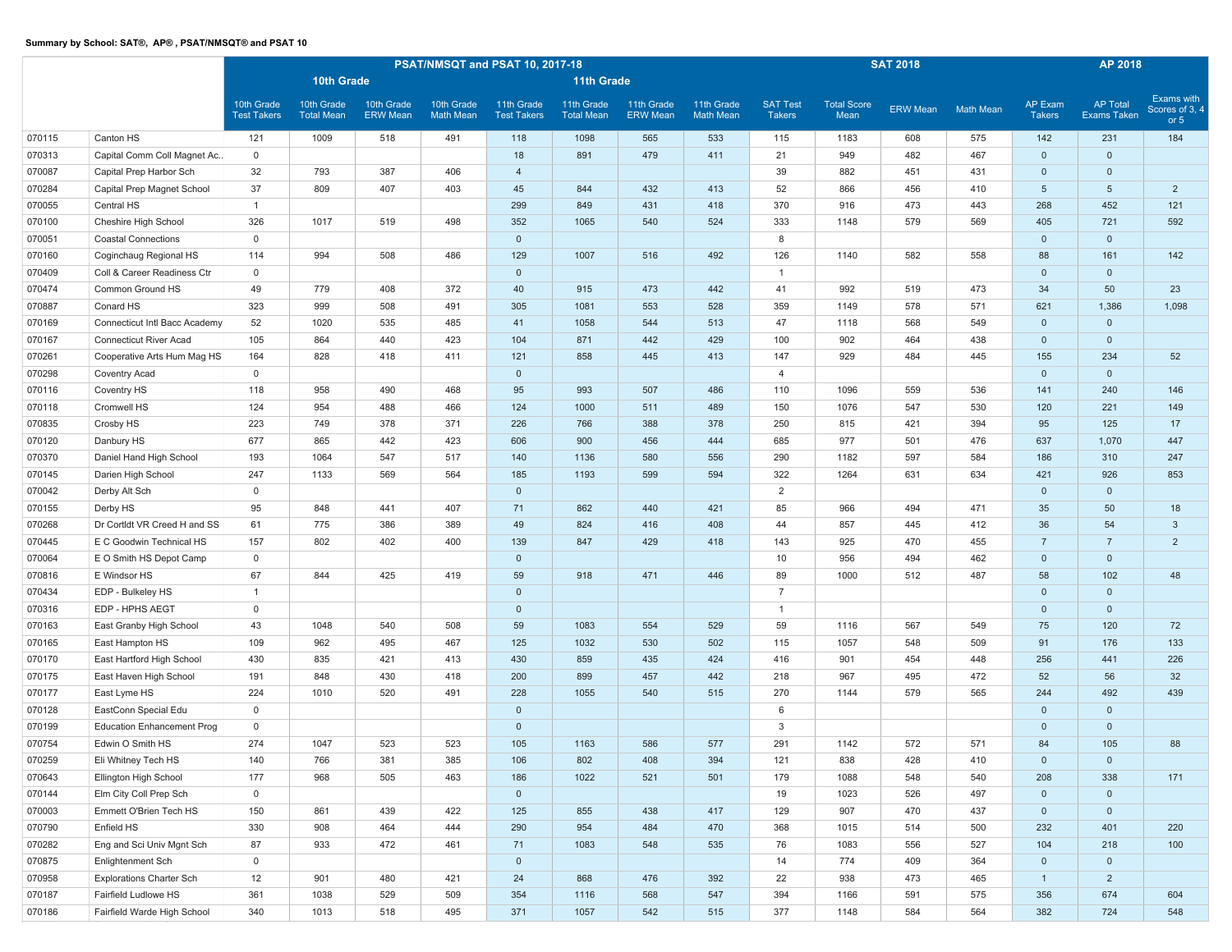**Summary by School: SAT®, AP®, PSAT/NMSQT® and PSAT 10**

| | | PSAT/NMSQT and PSAT 10, 2017-18 | | | | | | | | SAT 2018 | | | | AP 2018 | | |
|---|---|---|---|---|---|---|---|---|---|---|---|---|---|---|---|---|
| | | 10th Grade | | | | 11th Grade | | | | | | | | | | |
| | | 10th Grade Test Takers | 10th Grade Total Mean | 10th Grade ERW Mean | 10th Grade Math Mean | 11th Grade Test Takers | 11th Grade Total Mean | 11th Grade ERW Mean | 11th Grade Math Mean | SAT Test Takers | Total Score Mean | ERW Mean | Math Mean | AP Exam Takers | AP Total Exams Taken | Exams with Scores of 3, 4 or 5 |
| 070115 | Canton HS | 121 | 1009 | 518 | 491 | 118 | 1098 | 565 | 533 | 115 | 1183 | 608 | 575 | 142 | 231 | 184 |
| 070313 | Capital Comm Coll Magnet Ac.. | 0 | | | | 18 | 891 | 479 | 411 | 21 | 949 | 482 | 467 | 0 | 0 | |
| 070087 | Capital Prep Harbor Sch | 32 | 793 | 387 | 406 | 4 | | | | 39 | 882 | 451 | 431 | 0 | 0 | |
| 070284 | Capital Prep Magnet School | 37 | 809 | 407 | 403 | 45 | 844 | 432 | 413 | 52 | 866 | 456 | 410 | 5 | 5 | 2 |
| 070055 | Central HS | 1 | | | | 299 | 849 | 431 | 418 | 370 | 916 | 473 | 443 | 268 | 452 | 121 |
| 070100 | Cheshire High School | 326 | 1017 | 519 | 498 | 352 | 1065 | 540 | 524 | 333 | 1148 | 579 | 569 | 405 | 721 | 592 |
| 070051 | Coastal Connections | 0 | | | | 0 | | | | 8 | | | | 0 | 0 | |
| 070160 | Coginchaug Regional HS | 114 | 994 | 508 | 486 | 129 | 1007 | 516 | 492 | 126 | 1140 | 582 | 558 | 88 | 161 | 142 |
| 070409 | Coll & Career Readiness Ctr | 0 | | | | 0 | | | | 1 | | | | 0 | 0 | |
| 070474 | Common Ground HS | 49 | 779 | 408 | 372 | 40 | 915 | 473 | 442 | 41 | 992 | 519 | 473 | 34 | 50 | 23 |
| 070887 | Conard HS | 323 | 999 | 508 | 491 | 305 | 1081 | 553 | 528 | 359 | 1149 | 578 | 571 | 621 | 1,386 | 1,098 |
| 070169 | Connecticut Intl Bacc Academy | 52 | 1020 | 535 | 485 | 41 | 1058 | 544 | 513 | 47 | 1118 | 568 | 549 | 0 | 0 | |
| 070167 | Connecticut River Acad | 105 | 864 | 440 | 423 | 104 | 871 | 442 | 429 | 100 | 902 | 464 | 438 | 0 | 0 | |
| 070261 | Cooperative Arts Hum Mag HS | 164 | 828 | 418 | 411 | 121 | 858 | 445 | 413 | 147 | 929 | 484 | 445 | 155 | 234 | 52 |
| 070298 | Coventry Acad | 0 | | | | 0 | | | | 4 | | | | 0 | 0 | |
| 070116 | Coventry HS | 118 | 958 | 490 | 468 | 95 | 993 | 507 | 486 | 110 | 1096 | 559 | 536 | 141 | 240 | 146 |
| 070118 | Cromwell HS | 124 | 954 | 488 | 466 | 124 | 1000 | 511 | 489 | 150 | 1076 | 547 | 530 | 120 | 221 | 149 |
| 070835 | Crosby HS | 223 | 749 | 378 | 371 | 226 | 766 | 388 | 378 | 250 | 815 | 421 | 394 | 95 | 125 | 17 |
| 070120 | Danbury HS | 677 | 865 | 442 | 423 | 606 | 900 | 456 | 444 | 685 | 977 | 501 | 476 | 637 | 1,070 | 447 |
| 070370 | Daniel Hand High School | 193 | 1064 | 547 | 517 | 140 | 1136 | 580 | 556 | 290 | 1182 | 597 | 584 | 186 | 310 | 247 |
| 070145 | Darien High School | 247 | 1133 | 569 | 564 | 185 | 1193 | 599 | 594 | 322 | 1264 | 631 | 634 | 421 | 926 | 853 |
| 070042 | Derby Alt Sch | 0 | | | | 0 | | | | 2 | | | | 0 | 0 | |
| 070155 | Derby HS | 95 | 848 | 441 | 407 | 71 | 862 | 440 | 421 | 85 | 966 | 494 | 471 | 35 | 50 | 18 |
| 070268 | Dr Cortldt VR Creed H and SS | 61 | 775 | 386 | 389 | 49 | 824 | 416 | 408 | 44 | 857 | 445 | 412 | 36 | 54 | 3 |
| 070445 | E C Goodwin Technical HS | 157 | 802 | 402 | 400 | 139 | 847 | 429 | 418 | 143 | 925 | 470 | 455 | 7 | 7 | 2 |
| 070064 | E O Smith HS Depot Camp | 0 | | | | 0 | | | | 10 | 956 | 494 | 462 | 0 | 0 | |
| 070816 | E Windsor HS | 67 | 844 | 425 | 419 | 59 | 918 | 471 | 446 | 89 | 1000 | 512 | 487 | 58 | 102 | 48 |
| 070434 | EDP - Bulkeley HS | 1 | | | | 0 | | | | 7 | | | | 0 | 0 | |
| 070316 | EDP - HPHS AEGT | 0 | | | | 0 | | | | 1 | | | | 0 | 0 | |
| 070163 | East Granby High School | 43 | 1048 | 540 | 508 | 59 | 1083 | 554 | 529 | 59 | 1116 | 567 | 549 | 75 | 120 | 72 |
| 070165 | East Hampton HS | 109 | 962 | 495 | 467 | 125 | 1032 | 530 | 502 | 115 | 1057 | 548 | 509 | 91 | 176 | 133 |
| 070170 | East Hartford High School | 430 | 835 | 421 | 413 | 430 | 859 | 435 | 424 | 416 | 901 | 454 | 448 | 256 | 441 | 226 |
| 070175 | East Haven High School | 191 | 848 | 430 | 418 | 200 | 899 | 457 | 442 | 218 | 967 | 495 | 472 | 52 | 56 | 32 |
| 070177 | East Lyme HS | 224 | 1010 | 520 | 491 | 228 | 1055 | 540 | 515 | 270 | 1144 | 579 | 565 | 244 | 492 | 439 |
| 070128 | EastConn Special Edu | 0 | | | | 0 | | | | 6 | | | | 0 | 0 | |
| 070199 | Education Enhancement Prog | 0 | | | | 0 | | | | 3 | | | | 0 | 0 | |
| 070754 | Edwin O Smith HS | 274 | 1047 | 523 | 523 | 105 | 1163 | 586 | 577 | 291 | 1142 | 572 | 571 | 84 | 105 | 88 |
| 070259 | Eli Whitney Tech HS | 140 | 766 | 381 | 385 | 106 | 802 | 408 | 394 | 121 | 838 | 428 | 410 | 0 | 0 | |
| 070643 | Ellington High School | 177 | 968 | 505 | 463 | 186 | 1022 | 521 | 501 | 179 | 1088 | 548 | 540 | 208 | 338 | 171 |
| 070144 | Elm City Coll Prep Sch | 0 | | | | 0 | | | | 19 | 1023 | 526 | 497 | 0 | 0 | |
| 070003 | Emmett O'Brien Tech HS | 150 | 861 | 439 | 422 | 125 | 855 | 438 | 417 | 129 | 907 | 470 | 437 | 0 | 0 | |
| 070790 | Enfield HS | 330 | 908 | 464 | 444 | 290 | 954 | 484 | 470 | 368 | 1015 | 514 | 500 | 232 | 401 | 220 |
| 070282 | Eng and Sci Univ Mgnt Sch | 87 | 933 | 472 | 461 | 71 | 1083 | 548 | 535 | 76 | 1083 | 556 | 527 | 104 | 218 | 100 |
| 070875 | Enlightenment Sch | 0 | | | | 0 | | | | 14 | 774 | 409 | 364 | 0 | 0 | |
| 070958 | Explorations Charter Sch | 12 | 901 | 480 | 421 | 24 | 868 | 476 | 392 | 22 | 938 | 473 | 465 | 1 | 2 | |
| 070187 | Fairfield Ludlowe HS | 361 | 1038 | 529 | 509 | 354 | 1116 | 568 | 547 | 394 | 1166 | 591 | 575 | 356 | 674 | 604 |
| 070186 | Fairfield Warde High School | 340 | 1013 | 518 | 495 | 371 | 1057 | 542 | 515 | 377 | 1148 | 584 | 564 | 382 | 724 | 548 |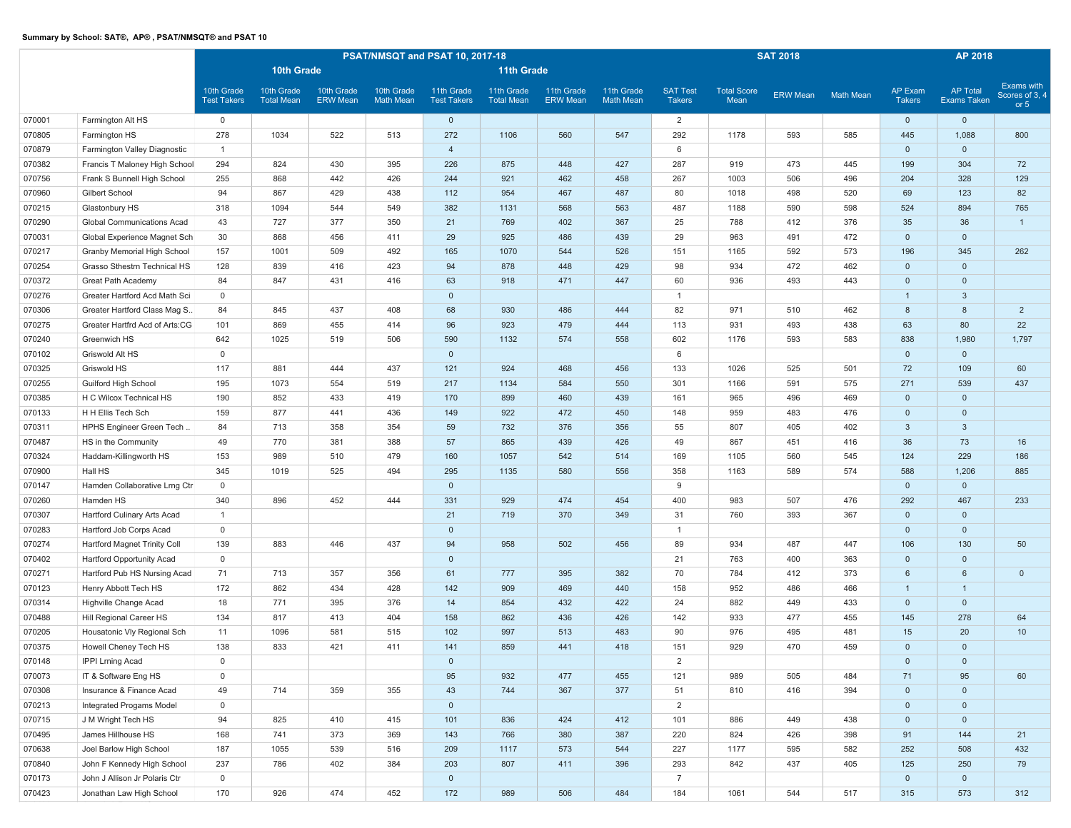**Summary by School: SAT®, AP® , PSAT/NMSQT® and PSAT 10**

| | | PSAT/NMSQT and PSAT 10, 2017-18 | | | | | | | | SAT 2018 | | | | AP 2018 | | |
|---|---|---|---|---|---|---|---|---|---|---|---|---|---|---|---|---|
| | | 10th Grade | | | | 11th Grade | | | | | | | | | | |
| | | 10th Grade Test Takers | 10th Grade Total Mean | 10th Grade ERW Mean | 10th Grade Math Mean | 11th Grade Test Takers | 11th Grade Total Mean | 11th Grade ERW Mean | 11th Grade Math Mean | SAT Test Takers | Total Score Mean | ERW Mean | Math Mean | AP Exam Takers | AP Total Exams Taken | Exams with Scores of 3, 4 or 5 |
| 070001 | Farmington Alt HS | 0 | | | | 0 | | | | 2 | | | | 0 | 0 | |
| 070805 | Farmington HS | 278 | 1034 | 522 | 513 | 272 | 1106 | 560 | 547 | 292 | 1178 | 593 | 585 | 445 | 1,088 | 800 |
| 070879 | Farmington Valley Diagnostic | 1 | | | | 4 | | | | 6 | | | | 0 | 0 | |
| 070382 | Francis T Maloney High School | 294 | 824 | 430 | 395 | 226 | 875 | 448 | 427 | 287 | 919 | 473 | 445 | 199 | 304 | 72 |
| 070756 | Frank S Bunnell High School | 255 | 868 | 442 | 426 | 244 | 921 | 462 | 458 | 267 | 1003 | 506 | 496 | 204 | 328 | 129 |
| 070960 | Gilbert School | 94 | 867 | 429 | 438 | 112 | 954 | 467 | 487 | 80 | 1018 | 498 | 520 | 69 | 123 | 82 |
| 070215 | Glastonbury HS | 318 | 1094 | 544 | 549 | 382 | 1131 | 568 | 563 | 487 | 1188 | 590 | 598 | 524 | 894 | 765 |
| 070290 | Global Communications Acad | 43 | 727 | 377 | 350 | 21 | 769 | 402 | 367 | 25 | 788 | 412 | 376 | 35 | 36 | 1 |
| 070031 | Global Experience Magnet Sch | 30 | 868 | 456 | 411 | 29 | 925 | 486 | 439 | 29 | 963 | 491 | 472 | 0 | 0 | |
| 070217 | Granby Memorial High School | 157 | 1001 | 509 | 492 | 165 | 1070 | 544 | 526 | 151 | 1165 | 592 | 573 | 196 | 345 | 262 |
| 070254 | Grasso Sthestrn Technical HS | 128 | 839 | 416 | 423 | 94 | 878 | 448 | 429 | 98 | 934 | 472 | 462 | 0 | 0 | |
| 070372 | Great Path Academy | 84 | 847 | 431 | 416 | 63 | 918 | 471 | 447 | 60 | 936 | 493 | 443 | 0 | 0 | |
| 070276 | Greater Hartford Acd Math Sci | 0 | | | | 0 | | | | 1 | | | | 1 | 3 | |
| 070306 | Greater Hartford Class Mag S.. | 84 | 845 | 437 | 408 | 68 | 930 | 486 | 444 | 82 | 971 | 510 | 462 | 8 | 8 | 2 |
| 070275 | Greater Hartfrd Acd of Arts:CG | 101 | 869 | 455 | 414 | 96 | 923 | 479 | 444 | 113 | 931 | 493 | 438 | 63 | 80 | 22 |
| 070240 | Greenwich HS | 642 | 1025 | 519 | 506 | 590 | 1132 | 574 | 558 | 602 | 1176 | 593 | 583 | 838 | 1,980 | 1,797 |
| 070102 | Griswold Alt HS | 0 | | | | 0 | | | | 6 | | | | 0 | 0 | |
| 070325 | Griswold HS | 117 | 881 | 444 | 437 | 121 | 924 | 468 | 456 | 133 | 1026 | 525 | 501 | 72 | 109 | 60 |
| 070255 | Guilford High School | 195 | 1073 | 554 | 519 | 217 | 1134 | 584 | 550 | 301 | 1166 | 591 | 575 | 271 | 539 | 437 |
| 070385 | H C Wilcox Technical HS | 190 | 852 | 433 | 419 | 170 | 899 | 460 | 439 | 161 | 965 | 496 | 469 | 0 | 0 | |
| 070133 | H H Ellis Tech Sch | 159 | 877 | 441 | 436 | 149 | 922 | 472 | 450 | 148 | 959 | 483 | 476 | 0 | 0 | |
| 070311 | HPHS Engineer Green Tech .. | 84 | 713 | 358 | 354 | 59 | 732 | 376 | 356 | 55 | 807 | 405 | 402 | 3 | 3 | |
| 070487 | HS in the Community | 49 | 770 | 381 | 388 | 57 | 865 | 439 | 426 | 49 | 867 | 451 | 416 | 36 | 73 | 16 |
| 070324 | Haddam-Killingworth HS | 153 | 989 | 510 | 479 | 160 | 1057 | 542 | 514 | 169 | 1105 | 560 | 545 | 124 | 229 | 186 |
| 070900 | Hall HS | 345 | 1019 | 525 | 494 | 295 | 1135 | 580 | 556 | 358 | 1163 | 589 | 574 | 588 | 1,206 | 885 |
| 070147 | Hamden Collaborative Lrng Ctr | 0 | | | | 0 | | | | 9 | | | | 0 | 0 | |
| 070260 | Hamden HS | 340 | 896 | 452 | 444 | 331 | 929 | 474 | 454 | 400 | 983 | 507 | 476 | 292 | 467 | 233 |
| 070307 | Hartford Culinary Arts Acad | 1 | | | | 21 | 719 | 370 | 349 | 31 | 760 | 393 | 367 | 0 | 0 | |
| 070283 | Hartford Job Corps Acad | 0 | | | | 0 | | | | 1 | | | | 0 | 0 | |
| 070274 | Hartford Magnet Trinity Coll | 139 | 883 | 446 | 437 | 94 | 958 | 502 | 456 | 89 | 934 | 487 | 447 | 106 | 130 | 50 |
| 070402 | Hartford Opportunity Acad | 0 | | | | 0 | | | | 21 | 763 | 400 | 363 | 0 | 0 | |
| 070271 | Hartford Pub HS Nursing Acad | 71 | 713 | 357 | 356 | 61 | 777 | 395 | 382 | 70 | 784 | 412 | 373 | 6 | 6 | 0 |
| 070123 | Henry Abbott Tech HS | 172 | 862 | 434 | 428 | 142 | 909 | 469 | 440 | 158 | 952 | 486 | 466 | 1 | 1 | |
| 070314 | Highville Change Acad | 18 | 771 | 395 | 376 | 14 | 854 | 432 | 422 | 24 | 882 | 449 | 433 | 0 | 0 | |
| 070488 | Hill Regional Career HS | 134 | 817 | 413 | 404 | 158 | 862 | 436 | 426 | 142 | 933 | 477 | 455 | 145 | 278 | 64 |
| 070205 | Housatonic Vly Regional Sch | 11 | 1096 | 581 | 515 | 102 | 997 | 513 | 483 | 90 | 976 | 495 | 481 | 15 | 20 | 10 |
| 070375 | Howell Cheney Tech HS | 138 | 833 | 421 | 411 | 141 | 859 | 441 | 418 | 151 | 929 | 470 | 459 | 0 | 0 | |
| 070148 | IPPI Lrning Acad | 0 | | | | 0 | | | | 2 | | | | 0 | 0 | |
| 070073 | IT & Software Eng HS | 0 | | | | 95 | 932 | 477 | 455 | 121 | 989 | 505 | 484 | 71 | 95 | 60 |
| 070308 | Insurance & Finance Acad | 49 | 714 | 359 | 355 | 43 | 744 | 367 | 377 | 51 | 810 | 416 | 394 | 0 | 0 | |
| 070213 | Integrated Progams Model | 0 | | | | 0 | | | | 2 | | | | 0 | 0 | |
| 070715 | J M Wright Tech HS | 94 | 825 | 410 | 415 | 101 | 836 | 424 | 412 | 101 | 886 | 449 | 438 | 0 | 0 | |
| 070495 | James Hillhouse HS | 168 | 741 | 373 | 369 | 143 | 766 | 380 | 387 | 220 | 824 | 426 | 398 | 91 | 144 | 21 |
| 070638 | Joel Barlow High School | 187 | 1055 | 539 | 516 | 209 | 1117 | 573 | 544 | 227 | 1177 | 595 | 582 | 252 | 508 | 432 |
| 070840 | John F Kennedy High School | 237 | 786 | 402 | 384 | 203 | 807 | 411 | 396 | 293 | 842 | 437 | 405 | 125 | 250 | 79 |
| 070173 | John J Allison Jr Polaris Ctr | 0 | | | | 0 | | | | 7 | | | | 0 | 0 | |
| 070423 | Jonathan Law High School | 170 | 926 | 474 | 452 | 172 | 989 | 506 | 484 | 184 | 1061 | 544 | 517 | 315 | 573 | 312 |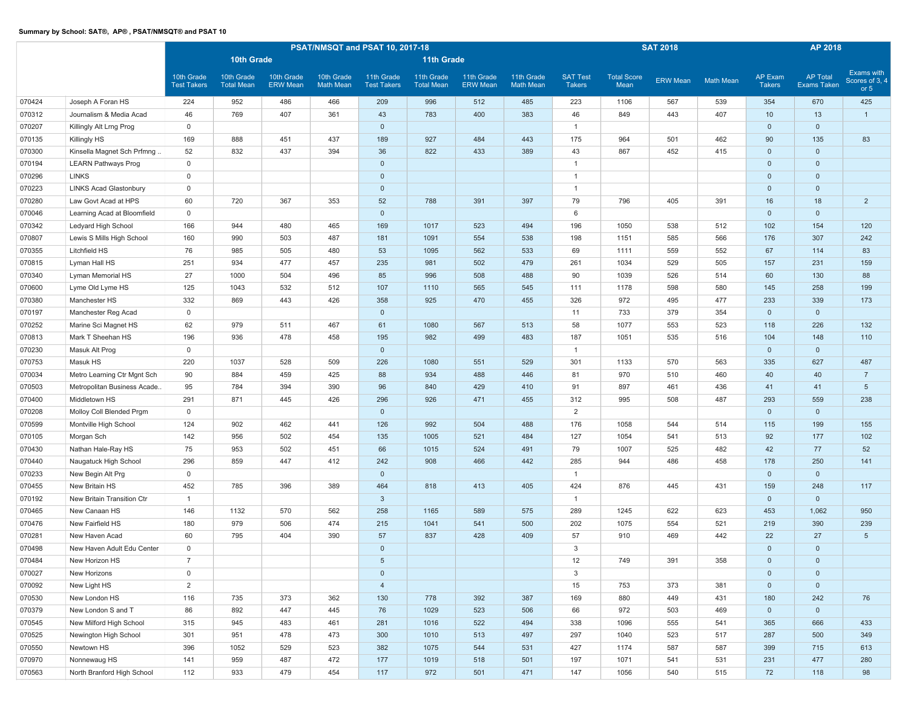**Summary by School: SAT®, AP® , PSAT/NMSQT® and PSAT 10**

| | | PSAT/NMSQT and PSAT 10, 2017-18 | | | | | | | | SAT 2018 | | | | AP 2018 | | |
|---|---|---|---|---|---|---|---|---|---|---|---|---|---|---|---|---|
| | | 10th Grade | | | | 11th Grade | | | | | | | | | | |
| | | 10th Grade Test Takers | 10th Grade Total Mean | 10th Grade ERW Mean | 10th Grade Math Mean | 11th Grade Test Takers | 11th Grade Total Mean | 11th Grade ERW Mean | 11th Grade Math Mean | SAT Test Takers | Total Score Mean | ERW Mean | Math Mean | AP Exam Takers | AP Total Exams Taken | Exams with Scores of 3, 4 or 5 |
| 070424 | Joseph A Foran HS | 224 | 952 | 486 | 466 | 209 | 996 | 512 | 485 | 223 | 1106 | 567 | 539 | 354 | 670 | 425 |
| 070312 | Journalism & Media Acad | 46 | 769 | 407 | 361 | 43 | 783 | 400 | 383 | 46 | 849 | 443 | 407 | 10 | 13 | 1 |
| 070207 | Killingly Alt Lrng Prog | 0 | | | | 0 | | | | 1 | | | | 0 | 0 | |
| 070135 | Killingly HS | 169 | 888 | 451 | 437 | 189 | 927 | 484 | 443 | 175 | 964 | 501 | 462 | 90 | 135 | 83 |
| 070300 | Kinsella Magnet Sch Prfmng .. | 52 | 832 | 437 | 394 | 36 | 822 | 433 | 389 | 43 | 867 | 452 | 415 | 0 | 0 | |
| 070194 | LEARN Pathways Prog | 0 | | | | 0 | | | | 1 | | | | 0 | 0 | |
| 070296 | LINKS | 0 | | | | 0 | | | | 1 | | | | 0 | 0 | |
| 070223 | LINKS Acad Glastonbury | 0 | | | | 0 | | | | 1 | | | | 0 | 0 | |
| 070280 | Law Govt Acad at HPS | 60 | 720 | 367 | 353 | 52 | 788 | 391 | 397 | 79 | 796 | 405 | 391 | 16 | 18 | 2 |
| 070046 | Learning Acad at Bloomfield | 0 | | | | 0 | | | | 6 | | | | 0 | 0 | |
| 070342 | Ledyard High School | 166 | 944 | 480 | 465 | 169 | 1017 | 523 | 494 | 196 | 1050 | 538 | 512 | 102 | 154 | 120 |
| 070807 | Lewis S Mills High School | 160 | 990 | 503 | 487 | 181 | 1091 | 554 | 538 | 198 | 1151 | 585 | 566 | 176 | 307 | 242 |
| 070355 | Litchfield HS | 76 | 985 | 505 | 480 | 53 | 1095 | 562 | 533 | 69 | 1111 | 559 | 552 | 67 | 114 | 83 |
| 070815 | Lyman Hall HS | 251 | 934 | 477 | 457 | 235 | 981 | 502 | 479 | 261 | 1034 | 529 | 505 | 157 | 231 | 159 |
| 070340 | Lyman Memorial HS | 27 | 1000 | 504 | 496 | 85 | 996 | 508 | 488 | 90 | 1039 | 526 | 514 | 60 | 130 | 88 |
| 070600 | Lyme Old Lyme HS | 125 | 1043 | 532 | 512 | 107 | 1110 | 565 | 545 | 111 | 1178 | 598 | 580 | 145 | 258 | 199 |
| 070380 | Manchester HS | 332 | 869 | 443 | 426 | 358 | 925 | 470 | 455 | 326 | 972 | 495 | 477 | 233 | 339 | 173 |
| 070197 | Manchester Reg Acad | 0 | | | | 0 | | | | 11 | 733 | 379 | 354 | 0 | 0 | |
| 070252 | Marine Sci Magnet HS | 62 | 979 | 511 | 467 | 61 | 1080 | 567 | 513 | 58 | 1077 | 553 | 523 | 118 | 226 | 132 |
| 070813 | Mark T Sheehan HS | 196 | 936 | 478 | 458 | 195 | 982 | 499 | 483 | 187 | 1051 | 535 | 516 | 104 | 148 | 110 |
| 070230 | Masuk Alt Prog | 0 | | | | 0 | | | | 1 | | | | 0 | 0 | |
| 070753 | Masuk HS | 220 | 1037 | 528 | 509 | 226 | 1080 | 551 | 529 | 301 | 1133 | 570 | 563 | 335 | 627 | 487 |
| 070034 | Metro Learning Ctr Mgnt Sch | 90 | 884 | 459 | 425 | 88 | 934 | 488 | 446 | 81 | 970 | 510 | 460 | 40 | 40 | 7 |
| 070503 | Metropolitan Business Acade.. | 95 | 784 | 394 | 390 | 96 | 840 | 429 | 410 | 91 | 897 | 461 | 436 | 41 | 41 | 5 |
| 070400 | Middletown HS | 291 | 871 | 445 | 426 | 296 | 926 | 471 | 455 | 312 | 995 | 508 | 487 | 293 | 559 | 238 |
| 070208 | Molloy Coll Blended Prgm | 0 | | | | 0 | | | | 2 | | | | 0 | 0 | |
| 070599 | Montville High School | 124 | 902 | 462 | 441 | 126 | 992 | 504 | 488 | 176 | 1058 | 544 | 514 | 115 | 199 | 155 |
| 070105 | Morgan Sch | 142 | 956 | 502 | 454 | 135 | 1005 | 521 | 484 | 127 | 1054 | 541 | 513 | 92 | 177 | 102 |
| 070430 | Nathan Hale-Ray HS | 75 | 953 | 502 | 451 | 66 | 1015 | 524 | 491 | 79 | 1007 | 525 | 482 | 42 | 77 | 52 |
| 070440 | Naugatuck High School | 296 | 859 | 447 | 412 | 242 | 908 | 466 | 442 | 285 | 944 | 486 | 458 | 178 | 250 | 141 |
| 070233 | New Begin Alt Prg | 0 | | | | 0 | | | | 1 | | | | 0 | 0 | |
| 070455 | New Britain HS | 452 | 785 | 396 | 389 | 464 | 818 | 413 | 405 | 424 | 876 | 445 | 431 | 159 | 248 | 117 |
| 070192 | New Britain Transition Ctr | 1 | | | | 3 | | | | 1 | | | | 0 | 0 | |
| 070465 | New Canaan HS | 146 | 1132 | 570 | 562 | 258 | 1165 | 589 | 575 | 289 | 1245 | 622 | 623 | 453 | 1,062 | 950 |
| 070476 | New Fairfield HS | 180 | 979 | 506 | 474 | 215 | 1041 | 541 | 500 | 202 | 1075 | 554 | 521 | 219 | 390 | 239 |
| 070281 | New Haven Acad | 60 | 795 | 404 | 390 | 57 | 837 | 428 | 409 | 57 | 910 | 469 | 442 | 22 | 27 | 5 |
| 070498 | New Haven Adult Edu Center | 0 | | | | 0 | | | | 3 | | | | 0 | 0 | |
| 070484 | New Horizon HS | 7 | | | | 5 | | | | 12 | 749 | 391 | 358 | 0 | 0 | |
| 070027 | New Horizons | 0 | | | | 0 | | | | 3 | | | | 0 | 0 | |
| 070092 | New Light HS | 2 | | | | 4 | | | | 15 | 753 | 373 | 381 | 0 | 0 | |
| 070530 | New London HS | 116 | 735 | 373 | 362 | 130 | 778 | 392 | 387 | 169 | 880 | 449 | 431 | 180 | 242 | 76 |
| 070379 | New London S and T | 86 | 892 | 447 | 445 | 76 | 1029 | 523 | 506 | 66 | 972 | 503 | 469 | 0 | 0 | |
| 070545 | New Milford High School | 315 | 945 | 483 | 461 | 281 | 1016 | 522 | 494 | 338 | 1096 | 555 | 541 | 365 | 666 | 433 |
| 070525 | Newington High School | 301 | 951 | 478 | 473 | 300 | 1010 | 513 | 497 | 297 | 1040 | 523 | 517 | 287 | 500 | 349 |
| 070550 | Newtown HS | 396 | 1052 | 529 | 523 | 382 | 1075 | 544 | 531 | 427 | 1174 | 587 | 587 | 399 | 715 | 613 |
| 070970 | Nonnewaug HS | 141 | 959 | 487 | 472 | 177 | 1019 | 518 | 501 | 197 | 1071 | 541 | 531 | 231 | 477 | 280 |
| 070563 | North Branford High School | 112 | 933 | 479 | 454 | 117 | 972 | 501 | 471 | 147 | 1056 | 540 | 515 | 72 | 118 | 98 |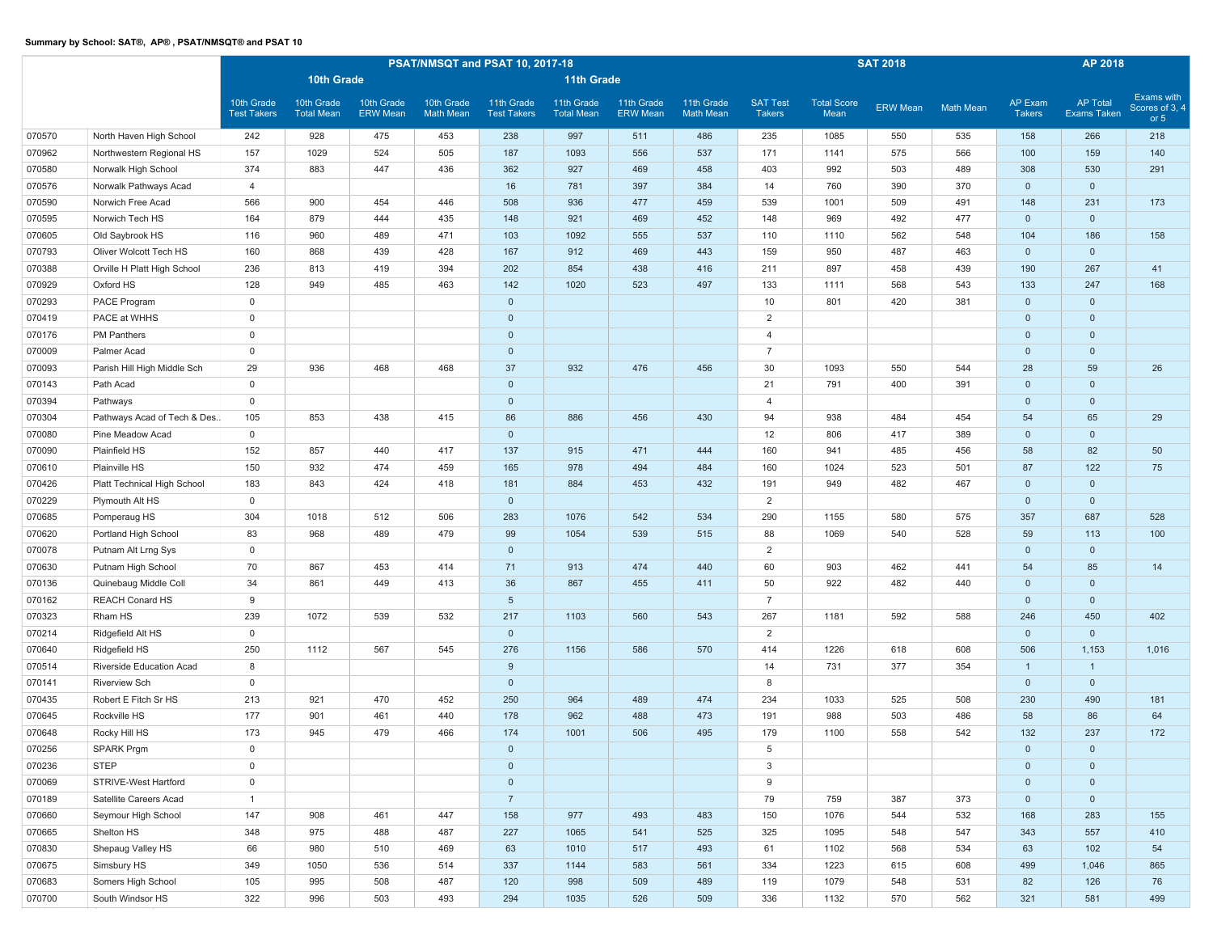**Summary by School: SAT®, AP® , PSAT/NMSQT® and PSAT 10**

| | | PSAT/NMSQT and PSAT 10, 2017-18 | | | | | | | | SAT 2018 | | | | AP 2018 | | |
|---|---|---|---|---|---|---|---|---|---|---|---|---|---|---|---|---|
| | | 10th Grade | | | | 11th Grade | | | | | | | | | | |
| | | 10th Grade Test Takers | 10th Grade Total Mean | 10th Grade ERW Mean | 10th Grade Math Mean | 11th Grade Test Takers | 11th Grade Total Mean | 11th Grade ERW Mean | 11th Grade Math Mean | SAT Test Takers | Total Score Mean | ERW Mean | Math Mean | AP Exam Takers | AP Total Exams Taken | Exams with Scores of 3, 4 or 5 |
| 070570 | North Haven High School | 242 | 928 | 475 | 453 | 238 | 997 | 511 | 486 | 235 | 1085 | 550 | 535 | 158 | 266 | 218 |
| 070962 | Northwestern Regional HS | 157 | 1029 | 524 | 505 | 187 | 1093 | 556 | 537 | 171 | 1141 | 575 | 566 | 100 | 159 | 140 |
| 070580 | Norwalk High School | 374 | 883 | 447 | 436 | 362 | 927 | 469 | 458 | 403 | 992 | 503 | 489 | 308 | 530 | 291 |
| 070576 | Norwalk Pathways Acad | 4 | | | | 16 | 781 | 397 | 384 | 14 | 760 | 390 | 370 | 0 | 0 | |
| 070590 | Norwich Free Acad | 566 | 900 | 454 | 446 | 508 | 936 | 477 | 459 | 539 | 1001 | 509 | 491 | 148 | 231 | 173 |
| 070595 | Norwich Tech HS | 164 | 879 | 444 | 435 | 148 | 921 | 469 | 452 | 148 | 969 | 492 | 477 | 0 | 0 | |
| 070605 | Old Saybrook HS | 116 | 960 | 489 | 471 | 103 | 1092 | 555 | 537 | 110 | 1110 | 562 | 548 | 104 | 186 | 158 |
| 070793 | Oliver Wolcott Tech HS | 160 | 868 | 439 | 428 | 167 | 912 | 469 | 443 | 159 | 950 | 487 | 463 | 0 | 0 | |
| 070388 | Orville H Platt High School | 236 | 813 | 419 | 394 | 202 | 854 | 438 | 416 | 211 | 897 | 458 | 439 | 190 | 267 | 41 |
| 070929 | Oxford HS | 128 | 949 | 485 | 463 | 142 | 1020 | 523 | 497 | 133 | 1111 | 568 | 543 | 133 | 247 | 168 |
| 070293 | PACE Program | 0 | | | | 0 | | | | 10 | 801 | 420 | 381 | 0 | 0 | |
| 070419 | PACE at WHHS | 0 | | | | 0 | | | | 2 | | | | 0 | 0 | |
| 070176 | PM Panthers | 0 | | | | 0 | | | | 4 | | | | 0 | 0 | |
| 070009 | Palmer Acad | 0 | | | | 0 | | | | 7 | | | | 0 | 0 | |
| 070093 | Parish Hill High Middle Sch | 29 | 936 | 468 | 468 | 37 | 932 | 476 | 456 | 30 | 1093 | 550 | 544 | 28 | 59 | 26 |
| 070143 | Path Acad | 0 | | | | 0 | | | | 21 | 791 | 400 | 391 | 0 | 0 | |
| 070394 | Pathways | 0 | | | | 0 | | | | 4 | | | | 0 | 0 | |
| 070304 | Pathways Acad of Tech & Des.. | 105 | 853 | 438 | 415 | 86 | 886 | 456 | 430 | 94 | 938 | 484 | 454 | 54 | 65 | 29 |
| 070080 | Pine Meadow Acad | 0 | | | | 0 | | | | 12 | 806 | 417 | 389 | 0 | 0 | |
| 070090 | Plainfield HS | 152 | 857 | 440 | 417 | 137 | 915 | 471 | 444 | 160 | 941 | 485 | 456 | 58 | 82 | 50 |
| 070610 | Plainville HS | 150 | 932 | 474 | 459 | 165 | 978 | 494 | 484 | 160 | 1024 | 523 | 501 | 87 | 122 | 75 |
| 070426 | Platt Technical High School | 183 | 843 | 424 | 418 | 181 | 884 | 453 | 432 | 191 | 949 | 482 | 467 | 0 | 0 | |
| 070229 | Plymouth Alt HS | 0 | | | | 0 | | | | 2 | | | | 0 | 0 | |
| 070685 | Pomperaug HS | 304 | 1018 | 512 | 506 | 283 | 1076 | 542 | 534 | 290 | 1155 | 580 | 575 | 357 | 687 | 528 |
| 070620 | Portland High School | 83 | 968 | 489 | 479 | 99 | 1054 | 539 | 515 | 88 | 1069 | 540 | 528 | 59 | 113 | 100 |
| 070078 | Putnam Alt Lrng Sys | 0 | | | | 0 | | | | 2 | | | | 0 | 0 | |
| 070630 | Putnam High School | 70 | 867 | 453 | 414 | 71 | 913 | 474 | 440 | 60 | 903 | 462 | 441 | 54 | 85 | 14 |
| 070136 | Quinebaug Middle Coll | 34 | 861 | 449 | 413 | 36 | 867 | 455 | 411 | 50 | 922 | 482 | 440 | 0 | 0 | |
| 070162 | REACH Conard HS | 9 | | | | 5 | | | | 7 | | | | 0 | 0 | |
| 070323 | Rham HS | 239 | 1072 | 539 | 532 | 217 | 1103 | 560 | 543 | 267 | 1181 | 592 | 588 | 246 | 450 | 402 |
| 070214 | Ridgefield Alt HS | 0 | | | | 0 | | | | 2 | | | | 0 | 0 | |
| 070640 | Ridgefield HS | 250 | 1112 | 567 | 545 | 276 | 1156 | 586 | 570 | 414 | 1226 | 618 | 608 | 506 | 1,153 | 1,016 |
| 070514 | Riverside Education Acad | 8 | | | | 9 | | | | 14 | 731 | 377 | 354 | 1 | 1 | |
| 070141 | Riverview Sch | 0 | | | | 0 | | | | 8 | | | | 0 | 0 | |
| 070435 | Robert E Fitch Sr HS | 213 | 921 | 470 | 452 | 250 | 964 | 489 | 474 | 234 | 1033 | 525 | 508 | 230 | 490 | 181 |
| 070645 | Rockville HS | 177 | 901 | 461 | 440 | 178 | 962 | 488 | 473 | 191 | 988 | 503 | 486 | 58 | 86 | 64 |
| 070648 | Rocky Hill HS | 173 | 945 | 479 | 466 | 174 | 1001 | 506 | 495 | 179 | 1100 | 558 | 542 | 132 | 237 | 172 |
| 070256 | SPARK Prgm | 0 | | | | 0 | | | | 5 | | | | 0 | 0 | |
| 070236 | STEP | 0 | | | | 0 | | | | 3 | | | | 0 | 0 | |
| 070069 | STRIVE-West Hartford | 0 | | | | 0 | | | | 9 | | | | 0 | 0 | |
| 070189 | Satellite Careers Acad | 1 | | | | 7 | | | | 79 | 759 | 387 | 373 | 0 | 0 | |
| 070660 | Seymour High School | 147 | 908 | 461 | 447 | 158 | 977 | 493 | 483 | 150 | 1076 | 544 | 532 | 168 | 283 | 155 |
| 070665 | Shelton HS | 348 | 975 | 488 | 487 | 227 | 1065 | 541 | 525 | 325 | 1095 | 548 | 547 | 343 | 557 | 410 |
| 070830 | Shepaug Valley HS | 66 | 980 | 510 | 469 | 63 | 1010 | 517 | 493 | 61 | 1102 | 568 | 534 | 63 | 102 | 54 |
| 070675 | Simsbury HS | 349 | 1050 | 536 | 514 | 337 | 1144 | 583 | 561 | 334 | 1223 | 615 | 608 | 499 | 1,046 | 865 |
| 070683 | Somers High School | 105 | 995 | 508 | 487 | 120 | 998 | 509 | 489 | 119 | 1079 | 548 | 531 | 82 | 126 | 76 |
| 070700 | South Windsor HS | 322 | 996 | 503 | 493 | 294 | 1035 | 526 | 509 | 336 | 1132 | 570 | 562 | 321 | 581 | 499 |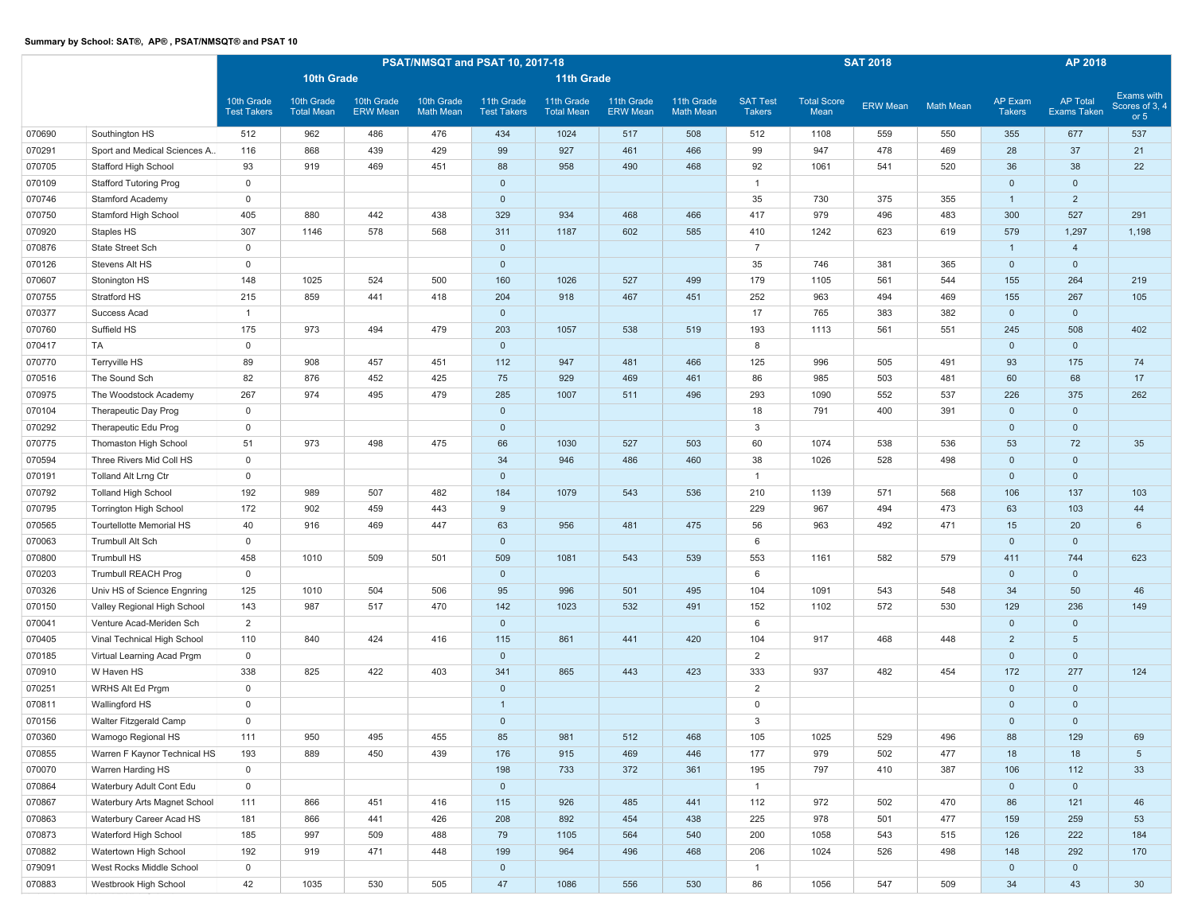**Summary by School: SAT®, AP®, PSAT/NMSQT® and PSAT 10**

| | | PSAT/NMSQT and PSAT 10, 2017-18 | | | | | | | | SAT 2018 | | | | AP 2018 | | |
|---|---|---|---|---|---|---|---|---|---|---|---|---|---|---|---|---|
| | | 10th Grade | | | | 11th Grade | | | | | | | | | | |
| | | 10th Grade Test Takers | 10th Grade Total Mean | 10th Grade ERW Mean | 10th Grade Math Mean | 11th Grade Test Takers | 11th Grade Total Mean | 11th Grade ERW Mean | 11th Grade Math Mean | SAT Test Takers | Total Score Mean | ERW Mean | Math Mean | AP Exam Takers | AP Total Exams Taken | Exams with Scores of 3, 4 or 5 |
| 070690 | Southington HS | 512 | 962 | 486 | 476 | 434 | 1024 | 517 | 508 | 512 | 1108 | 559 | 550 | 355 | 677 | 537 |
| 070291 | Sport and Medical Sciences A.. | 116 | 868 | 439 | 429 | 99 | 927 | 461 | 466 | 99 | 947 | 478 | 469 | 28 | 37 | 21 |
| 070705 | Stafford High School | 93 | 919 | 469 | 451 | 88 | 958 | 490 | 468 | 92 | 1061 | 541 | 520 | 36 | 38 | 22 |
| 070109 | Stafford Tutoring Prog | 0 | | | | 0 | | | | 1 | | | | 0 | 0 | |
| 070746 | Stamford Academy | 0 | | | | 0 | | | | 35 | 730 | 375 | 355 | 1 | 2 | |
| 070750 | Stamford High School | 405 | 880 | 442 | 438 | 329 | 934 | 468 | 466 | 417 | 979 | 496 | 483 | 300 | 527 | 291 |
| 070920 | Staples HS | 307 | 1146 | 578 | 568 | 311 | 1187 | 602 | 585 | 410 | 1242 | 623 | 619 | 579 | 1,297 | 1,198 |
| 070876 | State Street Sch | 0 | | | | 0 | | | | 7 | | | | 1 | 4 | |
| 070126 | Stevens Alt HS | 0 | | | | 0 | | | | 35 | 746 | 381 | 365 | 0 | 0 | |
| 070607 | Stonington HS | 148 | 1025 | 524 | 500 | 160 | 1026 | 527 | 499 | 179 | 1105 | 561 | 544 | 155 | 264 | 219 |
| 070755 | Stratford HS | 215 | 859 | 441 | 418 | 204 | 918 | 467 | 451 | 252 | 963 | 494 | 469 | 155 | 267 | 105 |
| 070377 | Success Acad | 1 | | | | 0 | | | | 17 | 765 | 383 | 382 | 0 | 0 | |
| 070760 | Suffield HS | 175 | 973 | 494 | 479 | 203 | 1057 | 538 | 519 | 193 | 1113 | 561 | 551 | 245 | 508 | 402 |
| 070417 | TA | 0 | | | | 0 | | | | 8 | | | | 0 | 0 | |
| 070770 | Terryville HS | 89 | 908 | 457 | 451 | 112 | 947 | 481 | 466 | 125 | 996 | 505 | 491 | 93 | 175 | 74 |
| 070516 | The Sound Sch | 82 | 876 | 452 | 425 | 75 | 929 | 469 | 461 | 86 | 985 | 503 | 481 | 60 | 68 | 17 |
| 070975 | The Woodstock Academy | 267 | 974 | 495 | 479 | 285 | 1007 | 511 | 496 | 293 | 1090 | 552 | 537 | 226 | 375 | 262 |
| 070104 | Therapeutic Day Prog | 0 | | | | 0 | | | | 18 | 791 | 400 | 391 | 0 | 0 | |
| 070292 | Therapeutic Edu Prog | 0 | | | | 0 | | | | 3 | | | | 0 | 0 | |
| 070775 | Thomaston High School | 51 | 973 | 498 | 475 | 66 | 1030 | 527 | 503 | 60 | 1074 | 538 | 536 | 53 | 72 | 35 |
| 070594 | Three Rivers Mid Coll HS | 0 | | | | 34 | 946 | 486 | 460 | 38 | 1026 | 528 | 498 | 0 | 0 | |
| 070191 | Tolland Alt Lrng Ctr | 0 | | | | 0 | | | | 1 | | | | 0 | 0 | |
| 070792 | Tolland High School | 192 | 989 | 507 | 482 | 184 | 1079 | 543 | 536 | 210 | 1139 | 571 | 568 | 106 | 137 | 103 |
| 070795 | Torrington High School | 172 | 902 | 459 | 443 | 9 | | | | 229 | 967 | 494 | 473 | 63 | 103 | 44 |
| 070565 | Tourtellotte Memorial HS | 40 | 916 | 469 | 447 | 63 | 956 | 481 | 475 | 56 | 963 | 492 | 471 | 15 | 20 | 6 |
| 070063 | Trumbull Alt Sch | 0 | | | | 0 | | | | 6 | | | | 0 | 0 | |
| 070800 | Trumbull HS | 458 | 1010 | 509 | 501 | 509 | 1081 | 543 | 539 | 553 | 1161 | 582 | 579 | 411 | 744 | 623 |
| 070203 | Trumbull REACH Prog | 0 | | | | 0 | | | | 6 | | | | 0 | 0 | |
| 070326 | Univ HS of Science Engnring | 125 | 1010 | 504 | 506 | 95 | 996 | 501 | 495 | 104 | 1091 | 543 | 548 | 34 | 50 | 46 |
| 070150 | Valley Regional High School | 143 | 987 | 517 | 470 | 142 | 1023 | 532 | 491 | 152 | 1102 | 572 | 530 | 129 | 236 | 149 |
| 070041 | Venture Acad-Meriden Sch | 2 | | | | 0 | | | | 6 | | | | 0 | 0 | |
| 070405 | Vinal Technical High School | 110 | 840 | 424 | 416 | 115 | 861 | 441 | 420 | 104 | 917 | 468 | 448 | 2 | 5 | |
| 070185 | Virtual Learning Acad Prgm | 0 | | | | 0 | | | | 2 | | | | 0 | 0 | |
| 070910 | W Haven HS | 338 | 825 | 422 | 403 | 341 | 865 | 443 | 423 | 333 | 937 | 482 | 454 | 172 | 277 | 124 |
| 070251 | WRHS Alt Ed Prgm | 0 | | | | 0 | | | | 2 | | | | 0 | 0 | |
| 070811 | Wallingford HS | 0 | | | | 1 | | | | 0 | | | | 0 | 0 | |
| 070156 | Walter Fitzgerald Camp | 0 | | | | 0 | | | | 3 | | | | 0 | 0 | |
| 070360 | Wamogo Regional HS | 111 | 950 | 495 | 455 | 85 | 981 | 512 | 468 | 105 | 1025 | 529 | 496 | 88 | 129 | 69 |
| 070855 | Warren F Kaynor Technical HS | 193 | 889 | 450 | 439 | 176 | 915 | 469 | 446 | 177 | 979 | 502 | 477 | 18 | 18 | 5 |
| 070070 | Warren Harding HS | 0 | | | | 198 | 733 | 372 | 361 | 195 | 797 | 410 | 387 | 106 | 112 | 33 |
| 070864 | Waterbury Adult Cont Edu | 0 | | | | 0 | | | | 1 | | | | 0 | 0 | |
| 070867 | Waterbury Arts Magnet School | 111 | 866 | 451 | 416 | 115 | 926 | 485 | 441 | 112 | 972 | 502 | 470 | 86 | 121 | 46 |
| 070863 | Waterbury Career Acad HS | 181 | 866 | 441 | 426 | 208 | 892 | 454 | 438 | 225 | 978 | 501 | 477 | 159 | 259 | 53 |
| 070873 | Waterford High School | 185 | 997 | 509 | 488 | 79 | 1105 | 564 | 540 | 200 | 1058 | 543 | 515 | 126 | 222 | 184 |
| 070882 | Watertown High School | 192 | 919 | 471 | 448 | 199 | 964 | 496 | 468 | 206 | 1024 | 526 | 498 | 148 | 292 | 170 |
| 079091 | West Rocks Middle School | 0 | | | | 0 | | | | 1 | | | | 0 | 0 | |
| 070883 | Westbrook High School | 42 | 1035 | 530 | 505 | 47 | 1086 | 556 | 530 | 86 | 1056 | 547 | 509 | 34 | 43 | 30 |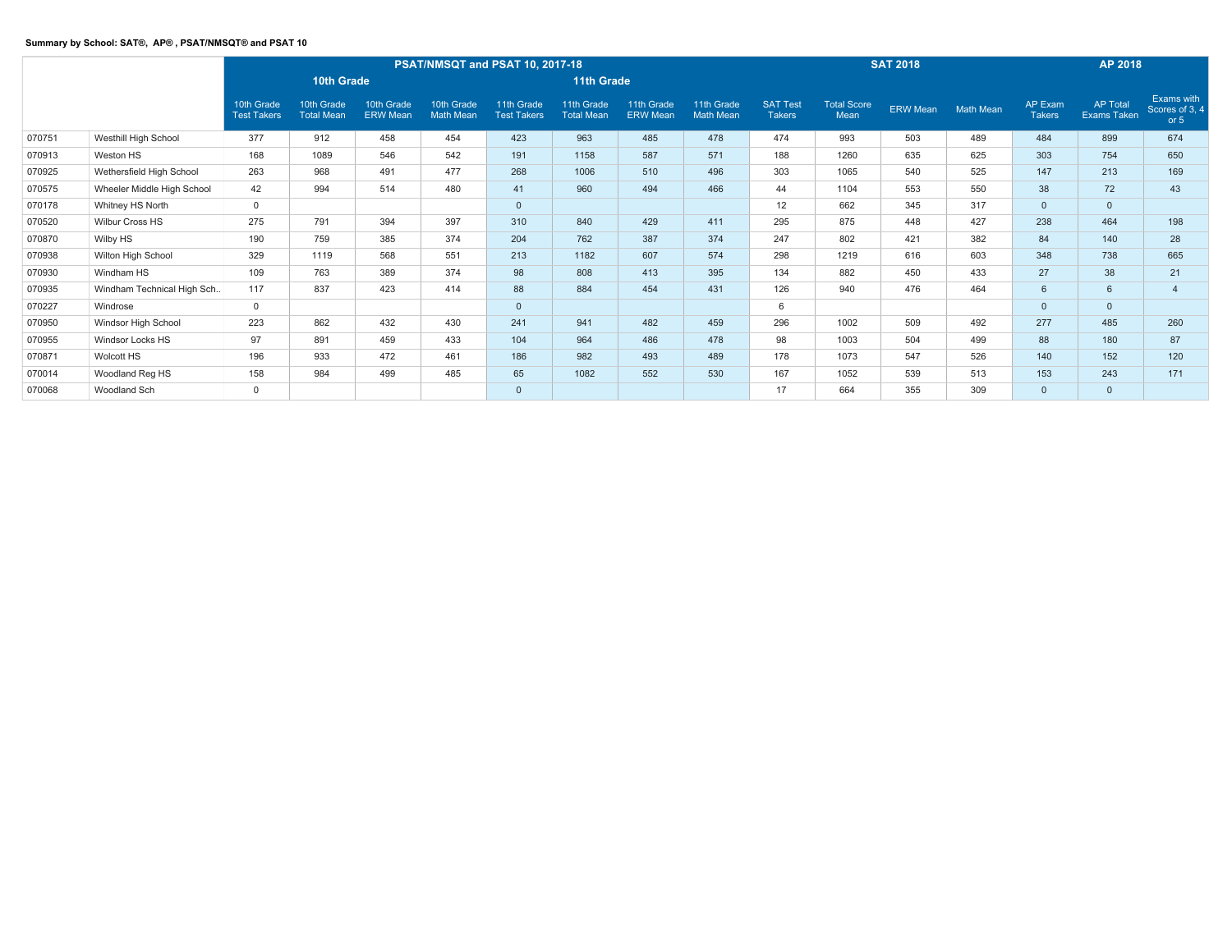**Summary by School: SAT®, AP® , PSAT/NMSQT® and PSAT 10**

| | | PSAT/NMSQT and PSAT 10, 2017-18 | | | | | | | | SAT 2018 | | | | AP 2018 | | |
|---|---|---|---|---|---|---|---|---|---|---|---|---|---|---|---|---|
| | | 10th Grade | | | | 11th Grade | | | | | | | | | | |
| | | 10th Grade Test Takers | 10th Grade Total Mean | 10th Grade ERW Mean | 10th Grade Math Mean | 11th Grade Test Takers | 11th Grade Total Mean | 11th Grade ERW Mean | 11th Grade Math Mean | SAT Test Takers | Total Score Mean | ERW Mean | Math Mean | AP Exam Takers | AP Total Exams Taken | Exams with Scores of 3, 4 or 5 |
| 070751 | Westhill High School | 377 | 912 | 458 | 454 | 423 | 963 | 485 | 478 | 474 | 993 | 503 | 489 | 484 | 899 | 674 |
| 070913 | Weston HS | 168 | 1089 | 546 | 542 | 191 | 1158 | 587 | 571 | 188 | 1260 | 635 | 625 | 303 | 754 | 650 |
| 070925 | Wethersfield High School | 263 | 968 | 491 | 477 | 268 | 1006 | 510 | 496 | 303 | 1065 | 540 | 525 | 147 | 213 | 169 |
| 070575 | Wheeler Middle High School | 42 | 994 | 514 | 480 | 41 | 960 | 494 | 466 | 44 | 1104 | 553 | 550 | 38 | 72 | 43 |
| 070178 | Whitney HS North | 0 | | | | 0 | | | | 12 | 662 | 345 | 317 | 0 | 0 | |
| 070520 | Wilbur Cross HS | 275 | 791 | 394 | 397 | 310 | 840 | 429 | 411 | 295 | 875 | 448 | 427 | 238 | 464 | 198 |
| 070870 | Wilby HS | 190 | 759 | 385 | 374 | 204 | 762 | 387 | 374 | 247 | 802 | 421 | 382 | 84 | 140 | 28 |
| 070938 | Wilton High School | 329 | 1119 | 568 | 551 | 213 | 1182 | 607 | 574 | 298 | 1219 | 616 | 603 | 348 | 738 | 665 |
| 070930 | Windham HS | 109 | 763 | 389 | 374 | 98 | 808 | 413 | 395 | 134 | 882 | 450 | 433 | 27 | 38 | 21 |
| 070935 | Windham Technical High Sch.. | 117 | 837 | 423 | 414 | 88 | 884 | 454 | 431 | 126 | 940 | 476 | 464 | 6 | 6 | 4 |
| 070227 | Windrose | 0 | | | | 0 | | | | 6 | | | | 0 | 0 | |
| 070950 | Windsor High School | 223 | 862 | 432 | 430 | 241 | 941 | 482 | 459 | 296 | 1002 | 509 | 492 | 277 | 485 | 260 |
| 070955 | Windsor Locks HS | 97 | 891 | 459 | 433 | 104 | 964 | 486 | 478 | 98 | 1003 | 504 | 499 | 88 | 180 | 87 |
| 070871 | Wolcott HS | 196 | 933 | 472 | 461 | 186 | 982 | 493 | 489 | 178 | 1073 | 547 | 526 | 140 | 152 | 120 |
| 070014 | Woodland Reg HS | 158 | 984 | 499 | 485 | 65 | 1082 | 552 | 530 | 167 | 1052 | 539 | 513 | 153 | 243 | 171 |
| 070068 | Woodland Sch | 0 | | | | 0 | | | | 17 | 664 | 355 | 309 | 0 | 0 | |